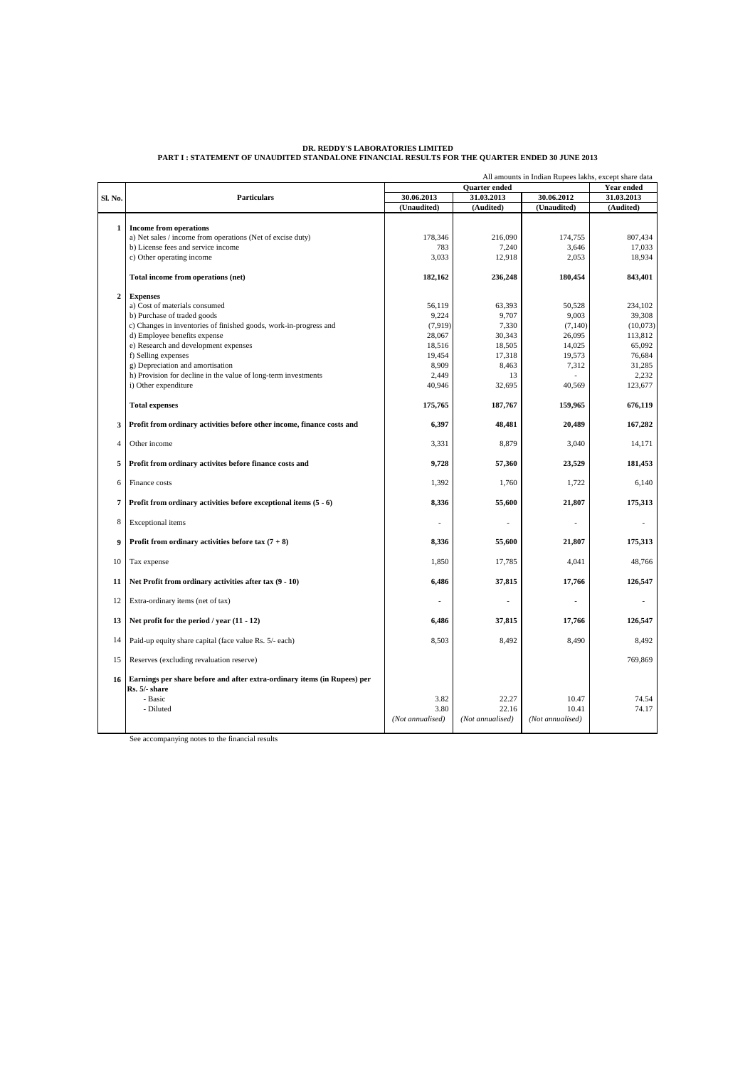**DR. REDDY'S LABORATORIES LIMITED**
**PART I : STATEMENT OF UNAUDITED STANDALONE FINANCIAL RESULTS FOR THE QUARTER ENDED 30 JUNE 2013**

All amounts in Indian Rupees lakhs, except share data

| Sl. No. | Particulars | Quarter ended | | | Year ended |
|---|---|---|---|---|---|
| | | 30.06.2013 | 31.03.2013 | 30.06.2012 | 31.03.2013 |
| | | (Unaudited) | (Audited) | (Unaudited) | (Audited) |
| 1 | **Income from operations** | | | | |
| | a) Net sales / income from operations (Net of excise duty) | 178,346 | 216,090 | 174,755 | 807,434 |
| | b) License fees and service income | 783 | 7,240 | 3,646 | 17,033 |
| | c) Other operating income | 3,033 | 12,918 | 2,053 | 18,934 |
| | **Total income from operations (net)** | **182,162** | **236,248** | **180,454** | **843,401** |
| 2 | **Expenses** | | | | |
| | a) Cost of materials consumed | 56,119 | 63,393 | 50,528 | 234,102 |
| | b) Purchase of traded goods | 9,224 | 9,707 | 9,003 | 39,308 |
| | c) Changes in inventories of finished goods, work-in-progress and | (7,919) | 7,330 | (7,140) | (10,073) |
| | d) Employee benefits expense | 28,067 | 30,343 | 26,095 | 113,812 |
| | e) Research and development expenses | 18,516 | 18,505 | 14,025 | 65,092 |
| | f) Selling expenses | 19,454 | 17,318 | 19,573 | 76,684 |
| | g) Depreciation and amortisation | 8,909 | 8,463 | 7,312 | 31,285 |
| | h) Provision for decline in the value of long-term investments | 2,449 | 13 | - | 2,232 |
| | i) Other expenditure | 40,946 | 32,695 | 40,569 | 123,677 |
| | **Total expenses** | **175,765** | **187,767** | **159,965** | **676,119** |
| 3 | **Profit from ordinary activities before other income, finance costs and** | **6,397** | **48,481** | **20,489** | **167,282** |
| 4 | Other income | 3,331 | 8,879 | 3,040 | 14,171 |
| 5 | **Profit from ordinary activites before finance costs and** | **9,728** | **57,360** | **23,529** | **181,453** |
| 6 | Finance costs | 1,392 | 1,760 | 1,722 | 6,140 |
| 7 | **Profit from ordinary activities before exceptional items (5 - 6)** | **8,336** | **55,600** | **21,807** | **175,313** |
| 8 | Exceptional items | - | - | - | - |
| 9 | **Profit from ordinary activities before tax (7 + 8)** | **8,336** | **55,600** | **21,807** | **175,313** |
| 10 | Tax expense | 1,850 | 17,785 | 4,041 | 48,766 |
| 11 | **Net Profit from ordinary activities after tax (9 - 10)** | **6,486** | **37,815** | **17,766** | **126,547** |
| 12 | Extra-ordinary items (net of tax) | - | - | - | - |
| 13 | **Net profit for the period / year (11 - 12)** | **6,486** | **37,815** | **17,766** | **126,547** |
| 14 | Paid-up equity share capital (face value Rs. 5/- each) | 8,503 | 8,492 | 8,490 | 8,492 |
| 15 | Reserves (excluding revaluation reserve) | | | | 769,869 |
| 16 | **Earnings per share before and after extra-ordinary items (in Rupees) per Rs. 5/- share** | | | | |
| | - Basic | 3.82 | 22.27 | 10.47 | 74.54 |
| | - Diluted | 3.80 | 22.16 | 10.41 | 74.17 |
| | | *(Not annualised)* | *(Not annualised)* | *(Not annualised)* | |

See accompanying notes to the financial results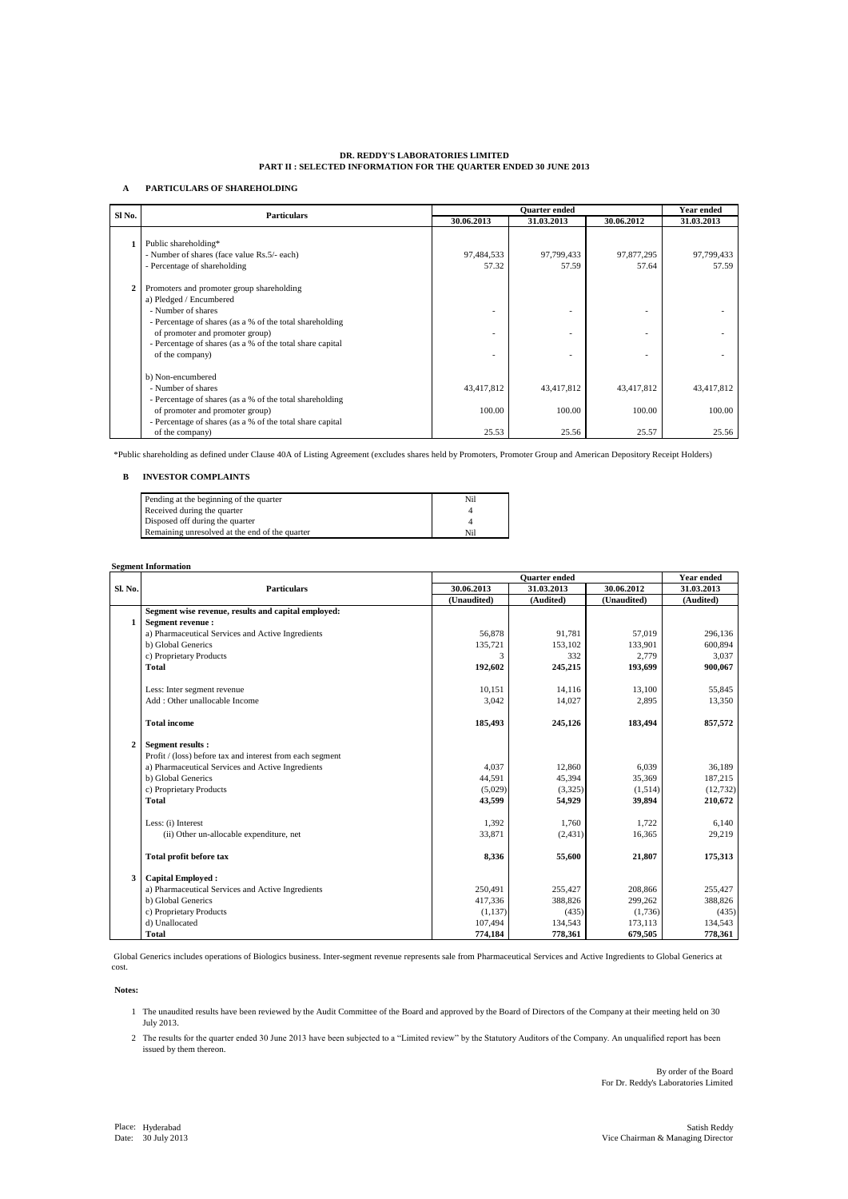**DR. REDDY'S LABORATORIES LIMITED**

**PART II : SELECTED INFORMATION FOR THE QUARTER ENDED 30 JUNE 2013**

**A PARTICULARS OF SHAREHOLDING**

| Sl No. | Particulars | Quarter ended | | | Year ended |
|---|---|---|---|---|---|
| | | 30.06.2013 | 31.03.2013 | 30.06.2012 | 31.03.2013 |
| 1 | Public shareholding* | | | | |
| | - Number of shares (face value Rs.5/- each) | 97,484,533 | 97,799,433 | 97,877,295 | 97,799,433 |
| | - Percentage of shareholding | 57.32 | 57.59 | 57.64 | 57.59 |
| 2 | Promoters and promoter group shareholding | | | | |
| | a) Pledged / Encumbered | | | | |
| | - Number of shares | - | - | - | - |
| | - Percentage of shares (as a % of the total shareholding of promoter and promoter group) | - | - | - | - |
| | - Percentage of shares (as a % of the total share capital of the company) | - | - | - | - |
| | b) Non-encumbered | | | | |
| | - Number of shares | 43,417,812 | 43,417,812 | 43,417,812 | 43,417,812 |
| | - Percentage of shares (as a % of the total shareholding of promoter and promoter group) | 100.00 | 100.00 | 100.00 | 100.00 |
| | - Percentage of shares (as a % of the total share capital of the company) | 25.53 | 25.56 | 25.57 | 25.56 |

*Public shareholding as defined under Clause 40A of Listing Agreement (excludes shares held by Promoters, Promoter Group and American Depository Receipt Holders)

**B INVESTOR COMPLAINTS**

| | |
|---|---|
| Pending at the beginning of the quarter | Nil |
| Received during the quarter | 4 |
| Disposed off during the quarter | 4 |
| Remaining unresolved at the end of the quarter | Nil |

**Segment Information**

| Sl. No. | Particulars | Quarter ended | | | Year ended |
|---|---|---|---|---|---|
| | | 30.06.2013 | 31.03.2013 | 30.06.2012 | 31.03.2013 |
| | | (Unaudited) | (Audited) | (Unaudited) | (Audited) |
| | **Segment wise revenue, results and capital employed:** | | | | |
| 1 | **Segment revenue :** | | | | |
| | a) Pharmaceutical Services and Active Ingredients | 56,878 | 91,781 | 57,019 | 296,136 |
| | b) Global Generics | 135,721 | 153,102 | 133,901 | 600,894 |
| | c) Proprietary Products | 3 | 332 | 2,779 | 3,037 |
| | **Total** | **192,602** | **245,215** | **193,699** | **900,067** |
| | Less: Inter segment revenue | 10,151 | 14,116 | 13,100 | 55,845 |
| | Add : Other unallocable Income | 3,042 | 14,027 | 2,895 | 13,350 |
| | **Total income** | **185,493** | **245,126** | **183,494** | **857,572** |
| 2 | **Segment results :** | | | | |
| | Profit / (loss) before tax and interest from each segment | | | | |
| | a) Pharmaceutical Services and Active Ingredients | 4,037 | 12,860 | 6,039 | 36,189 |
| | b) Global Generics | 44,591 | 45,394 | 35,369 | 187,215 |
| | c) Proprietary Products | (5,029) | (3,325) | (1,514) | (12,732) |
| | **Total** | **43,599** | **54,929** | **39,894** | **210,672** |
| | Less: (i) Interest | 1,392 | 1,760 | 1,722 | 6,140 |
| | (ii) Other un-allocable expenditure, net | 33,871 | (2,431) | 16,365 | 29,219 |
| | **Total profit before tax** | **8,336** | **55,600** | **21,807** | **175,313** |
| 3 | **Capital Employed :** | | | | |
| | a) Pharmaceutical Services and Active Ingredients | 250,491 | 255,427 | 208,866 | 255,427 |
| | b) Global Generics | 417,336 | 388,826 | 299,262 | 388,826 |
| | c) Proprietary Products | (1,137) | (435) | (1,736) | (435) |
| | d) Unallocated | 107,494 | 134,543 | 173,113 | 134,543 |
| | **Total** | **774,184** | **778,361** | **679,505** | **778,361** |

Global Generics includes operations of Biologics business. Inter-segment revenue represents sale from Pharmaceutical Services and Active Ingredients to Global Generics at cost.

**Notes:**

1. The unaudited results have been reviewed by the Audit Committee of the Board and approved by the Board of Directors of the Company at their meeting held on 30 July 2013.
2. The results for the quarter ended 30 June 2013 have been subjected to a "Limited review" by the Statutory Auditors of the Company. An unqualified report has been issued by them thereon.

By order of the Board
For Dr. Reddy's Laboratories Limited

Place: Hyderabad
Date: 30 July 2013

Satish Reddy
Vice Chairman & Managing Director